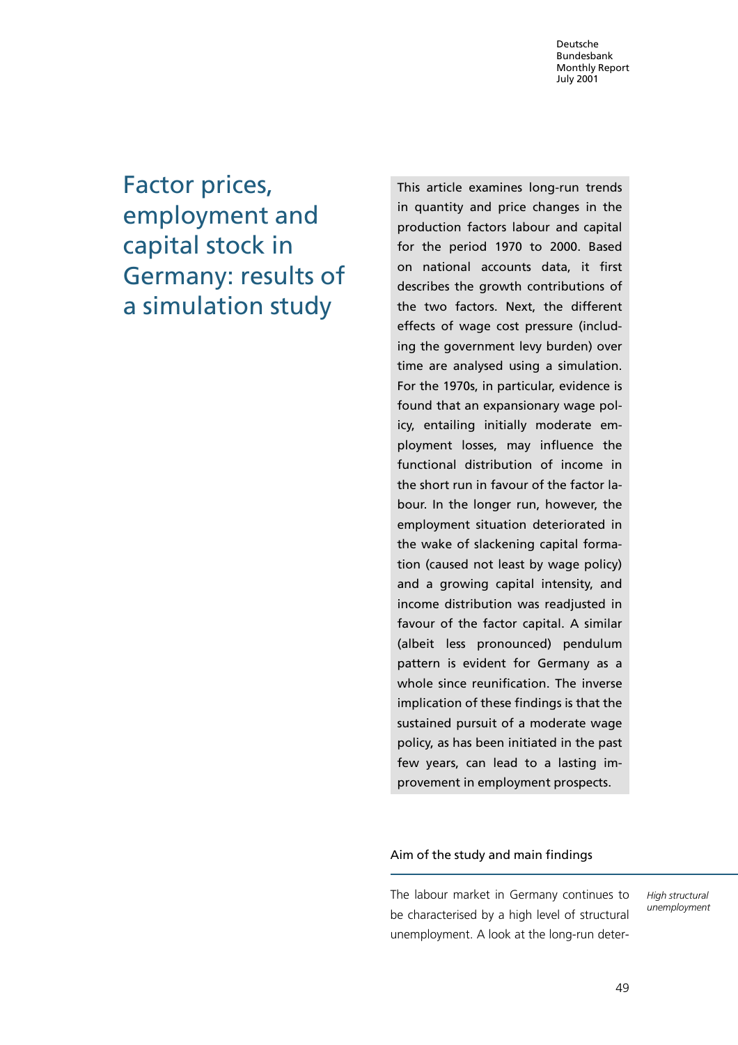# Factor prices, employment and capital stock in Germany: results of a simulation study

This article examines long-run trends in quantity and price changes in the production factors labour and capital for the period 1970 to 2000. Based on national accounts data, it first describes the growth contributions of the two factors. Next, the different effects of wage cost pressure (including the government levy burden) over time are analysed using a simulation. For the 1970s, in particular, evidence is found that an expansionary wage policy, entailing initially moderate employment losses, may influence the functional distribution of income in the short run in favour of the factor labour. In the longer run, however, the employment situation deteriorated in the wake of slackening capital formation (caused not least by wage policy) and a growing capital intensity, and income distribution was readjusted in favour of the factor capital. A similar (albeit less pronounced) pendulum pattern is evident for Germany as a whole since reunification. The inverse implication of these findings is that the sustained pursuit of a moderate wage policy, as has been initiated in the past few years, can lead to a lasting improvement in employment prospects.

## Aim of the study and main findings

*High structural unemployment*

The labour market in Germany continues to be characterised by a high level of structural unemployment. A look at the long-run deter-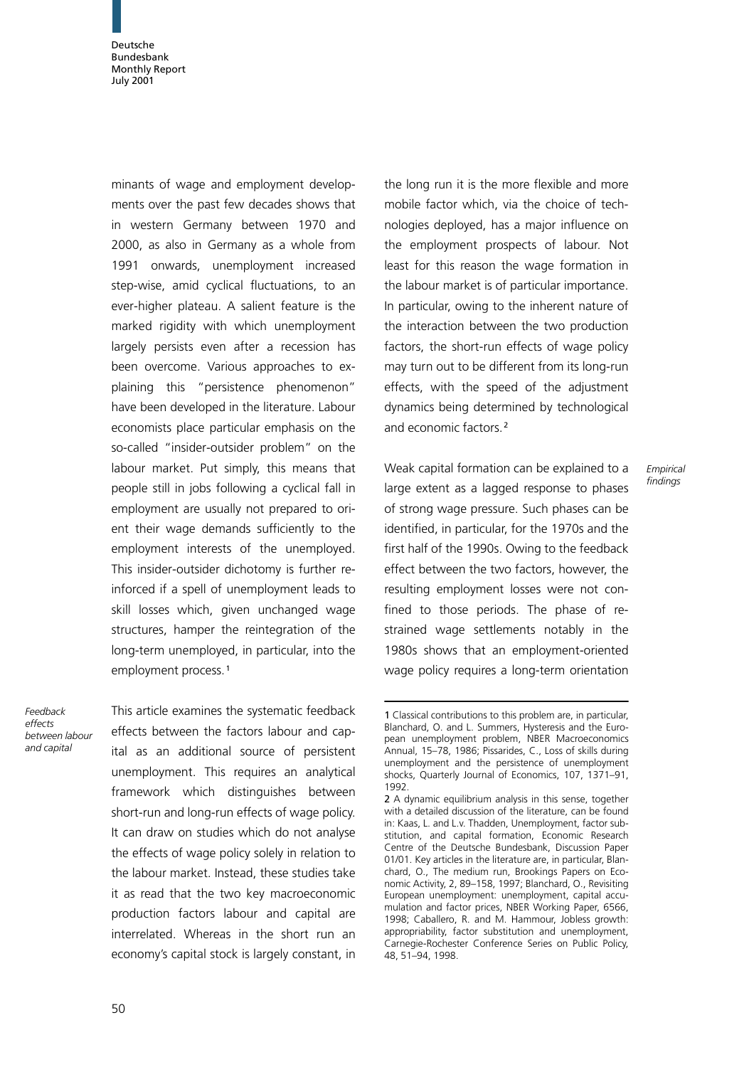minants of wage and employment developments over the past few decades shows that in western Germany between 1970 and 2000, as also in Germany as a whole from 1991 onwards, unemployment increased step-wise, amid cyclical fluctuations, to an ever-higher plateau. A salient feature is the marked rigidity with which unemployment largely persists even after a recession has been overcome. Various approaches to explaining this "persistence phenomenon" have been developed in the literature. Labour economists place particular emphasis on the so-called "insider-outsider problem" on the labour market. Put simply, this means that people still in jobs following a cyclical fall in employment are usually not prepared to orient their wage demands sufficiently to the employment interests of the unemployed. This insider-outsider dichotomy is further reinforced if a spell of unemployment leads to skill losses which, given unchanged wage structures, hamper the reintegration of the long-term unemployed, in particular, into the employment process.[1]

*Feedback effects between labour and capital*

This article examines the systematic feedback effects between the factors labour and capital as an additional source of persistent unemployment. This requires an analytical framework which distinguishes between short-run and long-run effects of wage policy. It can draw on studies which do not analyse the effects of wage policy solely in relation to the labour market. Instead, these studies take it as read that the two key macroeconomic production factors labour and capital are interrelated. Whereas in the short run an economy's capital stock is largely constant, in the long run it is the more flexible and more mobile factor which, via the choice of technologies deployed, has a major influence on the employment prospects of labour. Not least for this reason the wage formation in the labour market is of particular importance. In particular, owing to the inherent nature of the interaction between the two production factors, the short-run effects of wage policy may turn out to be different from its long-run effects, with the speed of the adjustment dynamics being determined by technological and economic factors.[2]

*Empirical findings*

Weak capital formation can be explained to a large extent as a lagged response to phases of strong wage pressure. Such phases can be identified, in particular, for the 1970s and the first half of the 1990s. Owing to the feedback effect between the two factors, however, the resulting employment losses were not confined to those periods. The phase of restrained wage settlements notably in the 1980s shows that an employment-oriented wage policy requires a long-term orientation

---

1 Classical contributions to this problem are, in particular, Blanchard, O. and L. Summers, Hysteresis and the European unemployment problem, NBER Macroeconomics Annual, 15–78, 1986; Pissarides, C., Loss of skills during unemployment and the persistence of unemployment shocks, Quarterly Journal of Economics, 107, 1371–91, 1992.

2 A dynamic equilibrium analysis in this sense, together with a detailed discussion of the literature, can be found in: Kaas, L. and L.v. Thadden, Unemployment, factor substitution, and capital formation, Economic Research Centre of the Deutsche Bundesbank, Discussion Paper 01/01. Key articles in the literature are, in particular, Blanchard, O., The medium run, Brookings Papers on Economic Activity, 2, 89–158, 1997; Blanchard, O., Revisiting European unemployment: unemployment, capital accumulation and factor prices, NBER Working Paper, 6566, 1998; Caballero, R. and M. Hammour, Jobless growth: appropriability, factor substitution and unemployment, Carnegie-Rochester Conference Series on Public Policy, 48, 51–94, 1998.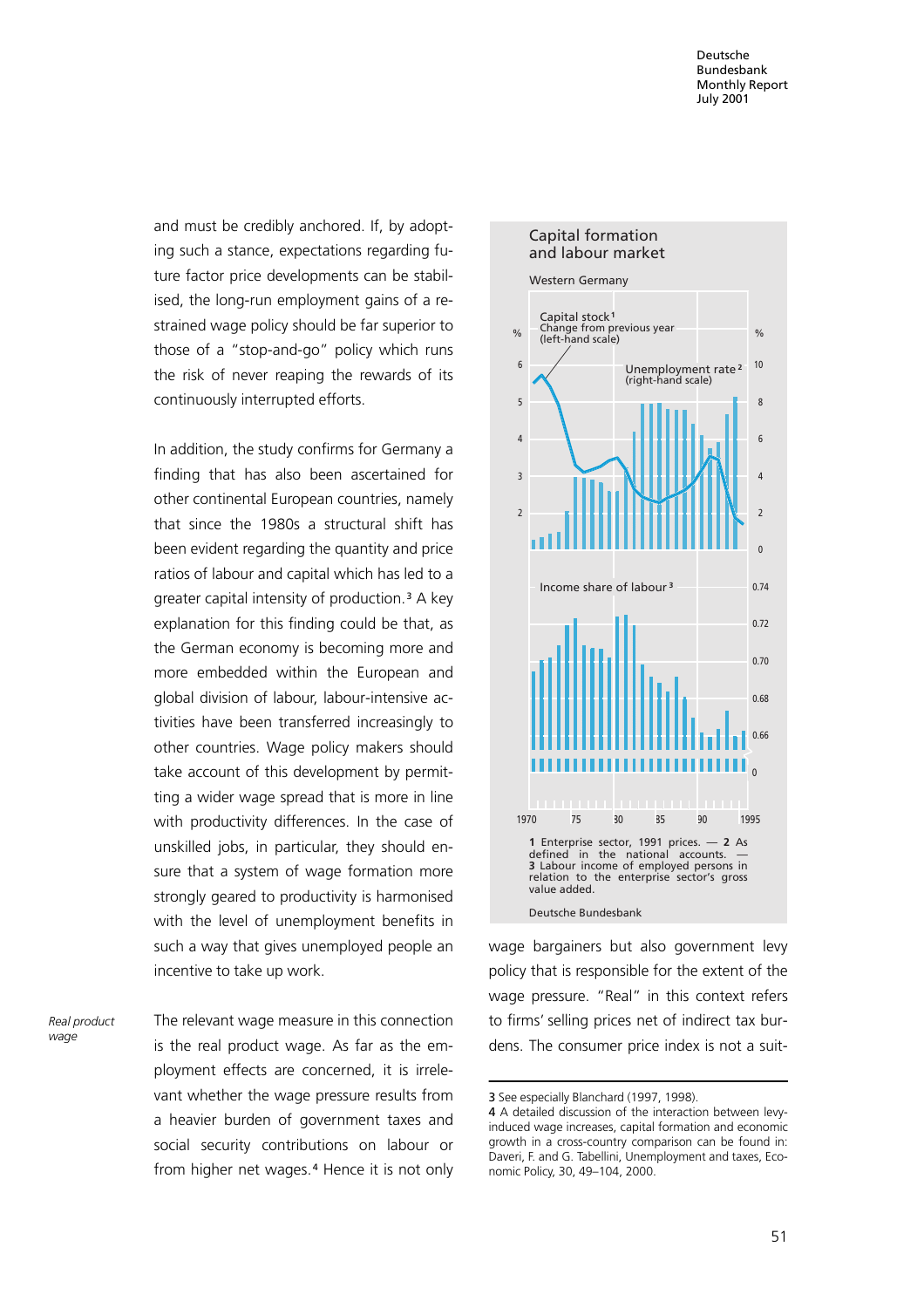and must be credibly anchored. If, by adopting such a stance, expectations regarding future factor price developments can be stabilised, the long-run employment gains of a restrained wage policy should be far superior to those of a "stop-and-go" policy which runs the risk of never reaping the rewards of its continuously interrupted efforts.

In addition, the study confirms for Germany a finding that has also been ascertained for other continental European countries, namely that since the 1980s a structural shift has been evident regarding the quantity and price ratios of labour and capital which has led to a greater capital intensity of production.[3] A key explanation for this finding could be that, as the German economy is becoming more and more embedded within the European and global division of labour, labour-intensive activities have been transferred increasingly to other countries. Wage policy makers should take account of this development by permitting a wider wage spread that is more in line with productivity differences. In the case of unskilled jobs, in particular, they should ensure that a system of wage formation more strongly geared to productivity is harmonised with the level of unemployment benefits in such a way that gives unemployed people an incentive to take up work.

*Real product wage*

The relevant wage measure in this connection is the real product wage. As far as the employment effects are concerned, it is irrelevant whether the wage pressure results from a heavier burden of government taxes and social security contributions on labour or from higher net wages.[4] Hence it is not only wage bargainers but also government levy policy that is responsible for the extent of the wage pressure. "Real" in this context refers to firms' selling prices net of indirect tax burdens. The consumer price index is not a suit-

**Capital formation and labour market**

Western Germany

Capital stock[1] — Change from previous year (left-hand scale), %

Unemployment rate[2] (right-hand scale), %

Income share of labour[3]

1970, 75, 80, 85, 90, 1995

1 Enterprise sector, 1991 prices. — 2 As defined in the national accounts. — 3 Labour income of employed persons in relation to the enterprise sector's gross value added.

Deutsche Bundesbank

---

3 See especially Blanchard (1997, 1998).

4 A detailed discussion of the interaction between levy-induced wage increases, capital formation and economic growth in a cross-country comparison can be found in: Daveri, F. and G. Tabellini, Unemployment and taxes, Economic Policy, 30, 49–104, 2000.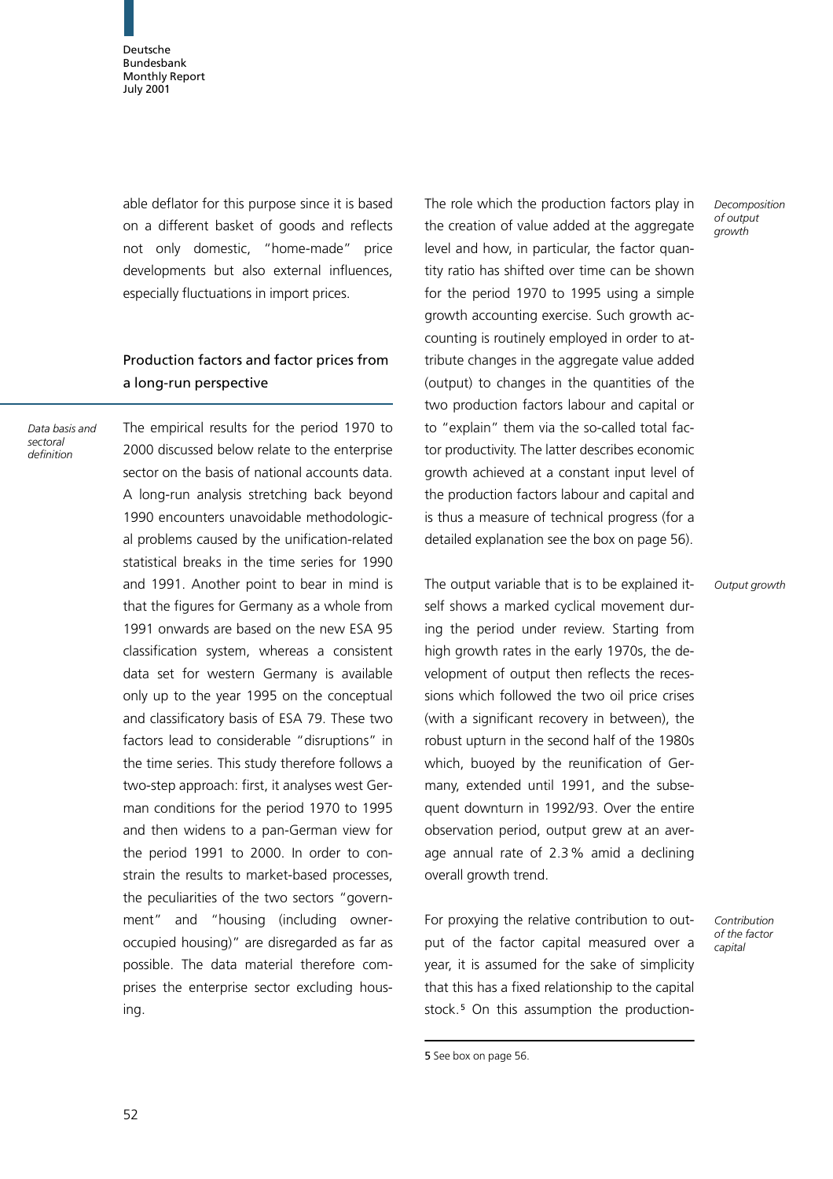able deflator for this purpose since it is based on a different basket of goods and reflects not only domestic, "home-made" price developments but also external influences, especially fluctuations in import prices.

## Production factors and factor prices from a long-run perspective

*Data basis and sectoral definition*

The empirical results for the period 1970 to 2000 discussed below relate to the enterprise sector on the basis of national accounts data. A long-run analysis stretching back beyond 1990 encounters unavoidable methodological problems caused by the unification-related statistical breaks in the time series for 1990 and 1991. Another point to bear in mind is that the figures for Germany as a whole from 1991 onwards are based on the new ESA 95 classification system, whereas a consistent data set for western Germany is available only up to the year 1995 on the conceptual and classificatory basis of ESA 79. These two factors lead to considerable "disruptions" in the time series. This study therefore follows a two-step approach: first, it analyses west German conditions for the period 1970 to 1995 and then widens to a pan-German view for the period 1991 to 2000. In order to constrain the results to market-based processes, the peculiarities of the two sectors "government" and "housing (including owner-occupied housing)" are disregarded as far as possible. The data material therefore comprises the enterprise sector excluding housing.

*Decomposition of output growth*

The role which the production factors play in the creation of value added at the aggregate level and how, in particular, the factor quantity ratio has shifted over time can be shown for the period 1970 to 1995 using a simple growth accounting exercise. Such growth accounting is routinely employed in order to attribute changes in the aggregate value added (output) to changes in the quantities of the two production factors labour and capital or to "explain" them via the so-called total factor productivity. The latter describes economic growth achieved at a constant input level of the production factors labour and capital and is thus a measure of technical progress (for a detailed explanation see the box on page 56).

*Output growth*

The output variable that is to be explained itself shows a marked cyclical movement during the period under review. Starting from high growth rates in the early 1970s, the development of output then reflects the recessions which followed the two oil price crises (with a significant recovery in between), the robust upturn in the second half of the 1980s which, buoyed by the reunification of Germany, extended until 1991, and the subsequent downturn in 1992/93. Over the entire observation period, output grew at an average annual rate of 2.3 % amid a declining overall growth trend.

*Contribution of the factor capital*

For proxying the relative contribution to output of the factor capital measured over a year, it is assumed for the sake of simplicity that this has a fixed relationship to the capital stock.[5] On this assumption the production-

---

5 See box on page 56.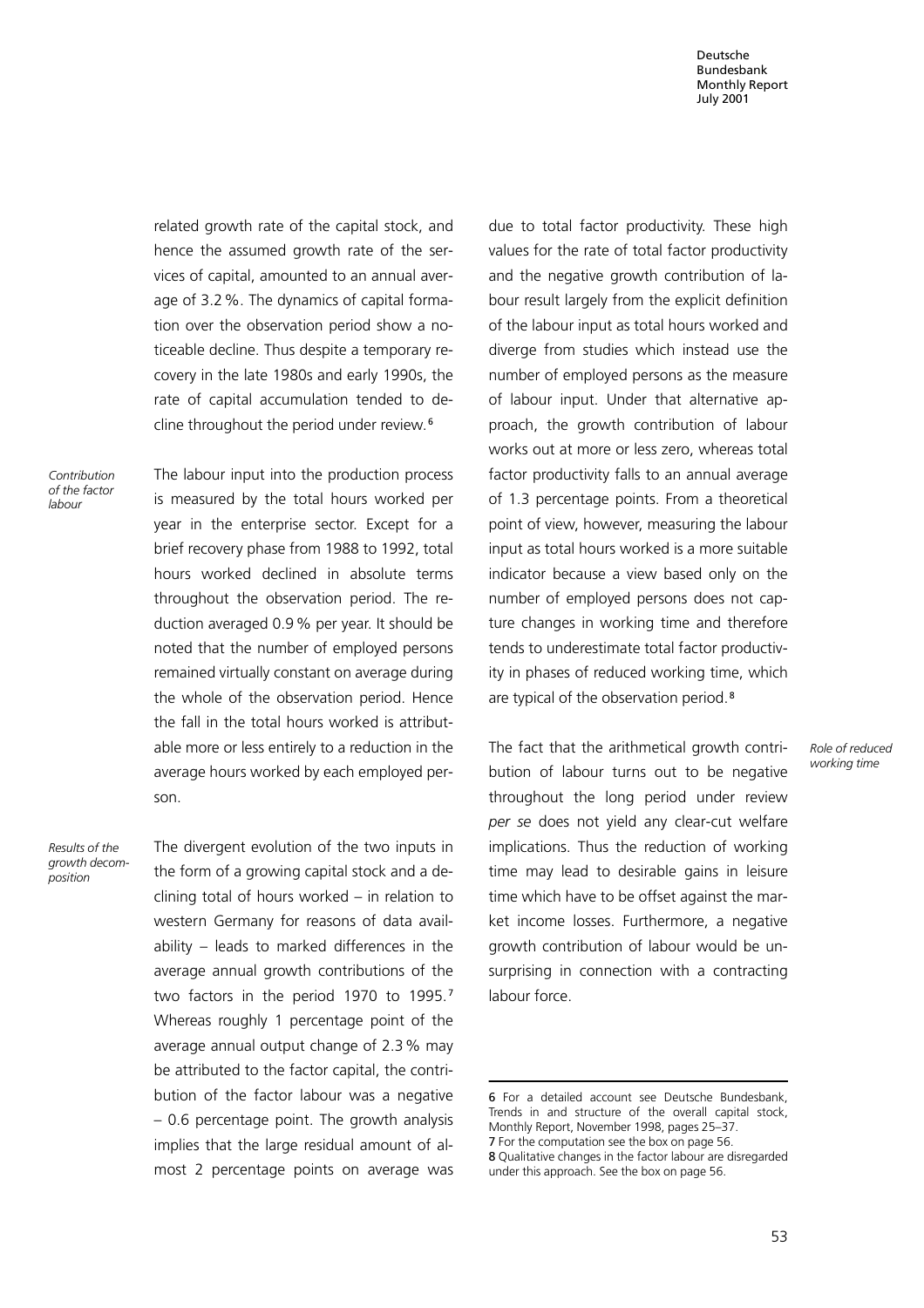related growth rate of the capital stock, and hence the assumed growth rate of the services of capital, amounted to an annual average of 3.2 %. The dynamics of capital formation over the observation period show a noticeable decline. Thus despite a temporary recovery in the late 1980s and early 1990s, the rate of capital accumulation tended to decline throughout the period under review.[6]

*Contribution of the factor labour*

The labour input into the production process is measured by the total hours worked per year in the enterprise sector. Except for a brief recovery phase from 1988 to 1992, total hours worked declined in absolute terms throughout the observation period. The reduction averaged 0.9 % per year. It should be noted that the number of employed persons remained virtually constant on average during the whole of the observation period. Hence the fall in the total hours worked is attributable more or less entirely to a reduction in the average hours worked by each employed person.

*Results of the growth decomposition*

The divergent evolution of the two inputs in the form of a growing capital stock and a declining total of hours worked – in relation to western Germany for reasons of data availability – leads to marked differences in the average annual growth contributions of the two factors in the period 1970 to 1995.[7] Whereas roughly 1 percentage point of the average annual output change of 2.3 % may be attributed to the factor capital, the contribution of the factor labour was a negative – 0.6 percentage point. The growth analysis implies that the large residual amount of almost 2 percentage points on average was due to total factor productivity. These high values for the rate of total factor productivity and the negative growth contribution of labour result largely from the explicit definition of the labour input as total hours worked and diverge from studies which instead use the number of employed persons as the measure of labour input. Under that alternative approach, the growth contribution of labour works out at more or less zero, whereas total factor productivity falls to an annual average of 1.3 percentage points. From a theoretical point of view, however, measuring the labour input as total hours worked is a more suitable indicator because a view based only on the number of employed persons does not capture changes in working time and therefore tends to underestimate total factor productivity in phases of reduced working time, which are typical of the observation period.[8]

*Role of reduced working time*

The fact that the arithmetical growth contribution of labour turns out to be negative throughout the long period under review *per se* does not yield any clear-cut welfare implications. Thus the reduction of working time may lead to desirable gains in leisure time which have to be offset against the market income losses. Furthermore, a negative growth contribution of labour would be unsurprising in connection with a contracting labour force.

---

6 For a detailed account see Deutsche Bundesbank, Trends in and structure of the overall capital stock, Monthly Report, November 1998, pages 25–37.
7 For the computation see the box on page 56.
8 Qualitative changes in the factor labour are disregarded under this approach. See the box on page 56.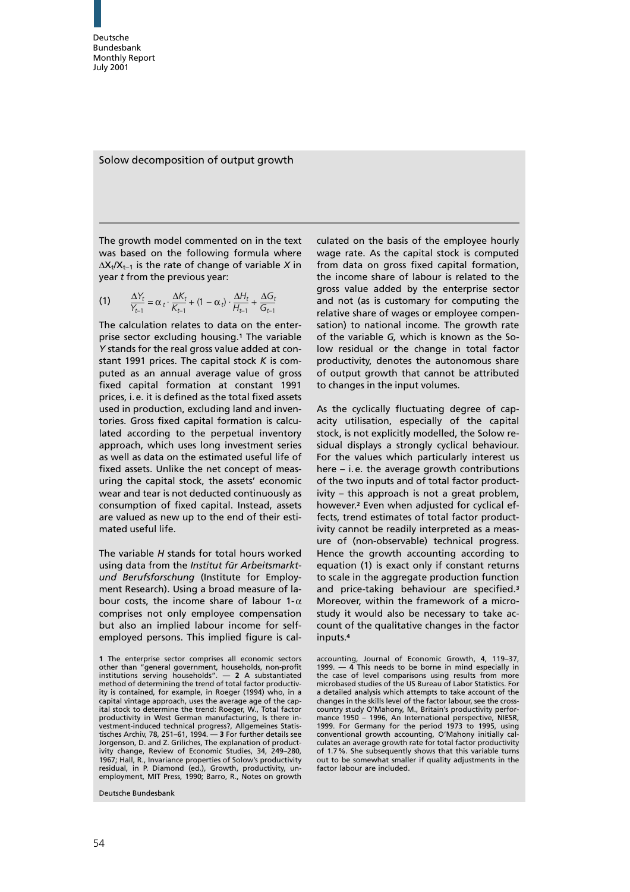## Solow decomposition of output growth

The growth model commented on in the text was based on the following formula where $\Delta X_t / X_{t-1}$ is the rate of change of variable $X$ in year $t$ from the previous year:

$$(1) \qquad \frac{\Delta Y_t}{Y_{t-1}} = \alpha_t \cdot \frac{\Delta K_t}{K_{t-1}} + (1 - \alpha_t) \cdot \frac{\Delta H_t}{H_{t-1}} + \frac{\Delta G_t}{G_{t-1}}$$

The calculation relates to data on the enterprise sector excluding housing.[1] The variable $Y$ stands for the real gross value added at constant 1991 prices. The capital stock $K$ is computed as an annual average value of gross fixed capital formation at constant 1991 prices, i. e. it is defined as the total fixed assets used in production, excluding land and inventories. Gross fixed capital formation is calculated according to the perpetual inventory approach, which uses long investment series as well as data on the estimated useful life of fixed assets. Unlike the net concept of measuring the capital stock, the assets' economic wear and tear is not deducted continuously as consumption of fixed capital. Instead, assets are valued as new up to the end of their estimated useful life.

The variable $H$ stands for total hours worked using data from the *Institut für Arbeitsmarkt- und Berufsforschung* (Institute for Employment Research). Using a broad measure of labour costs, the income share of labour $1-\alpha$ comprises not only employee compensation but also an implied labour income for self-employed persons. This implied figure is calculated on the basis of the employee hourly wage rate. As the capital stock is computed from data on gross fixed capital formation, the income share of labour is related to the gross value added by the enterprise sector and not (as is customary for computing the relative share of wages or employee compensation) to national income. The growth rate of the variable $G$, which is known as the Solow residual or the change in total factor productivity, denotes the autonomous share of output growth that cannot be attributed to changes in the input volumes.

As the cyclically fluctuating degree of capacity utilisation, especially of the capital stock, is not explicitly modelled, the Solow residual displays a strongly cyclical behaviour. For the values which particularly interest us here – i. e. the average growth contributions of the two inputs and of total factor productivity – this approach is not a great problem, however.[2] Even when adjusted for cyclical effects, trend estimates of total factor productivity cannot be readily interpreted as a measure of (non-observable) technical progress. Hence the growth accounting according to equation (1) is exact only if constant returns to scale in the aggregate production function and price-taking behaviour are specified.[3] Moreover, within the framework of a microstudy it would also be necessary to take account of the qualitative changes in the factor inputs.[4]

1 The enterprise sector comprises all economic sectors other than "general government, households, non-profit institutions serving households". — 2 A substantiated method of determining the trend of total factor productivity is contained, for example, in Roeger (1994) who, in a capital vintage approach, uses the average age of the capital stock to determine the trend: Roeger, W., Total factor productivity in West German manufacturing, Is there investment-induced technical progress?, Allgemeines Statistisches Archiv, 78, 251–61, 1994. — 3 For further details see Jorgenson, D. and Z. Griliches, The explanation of productivity change, Review of Economic Studies, 34, 249–280, 1967; Hall, R., Invariance properties of Solow's productivity residual, in P. Diamond (ed.), Growth, productivity, unemployment, MIT Press, 1990; Barro, R., Notes on growth accounting, Journal of Economic Growth, 4, 119–37, 1999. — 4 This needs to be borne in mind especially in the case of level comparisons using results from more microbased studies of the US Bureau of Labor Statistics. For a detailed analysis which attempts to take account of the changes in the skills level of the factor labour, see the cross-country study O'Mahony, M., Britain's productivity performance 1950 – 1996, An International perspective, NIESR, 1999. For Germany for the period 1973 to 1995, using conventional growth accounting, O'Mahony initially calculates an average growth rate for total factor productivity of 1.7 %. She subsequently shows that this variable turns out to be somewhat smaller if quality adjustments in the factor labour are included.

Deutsche Bundesbank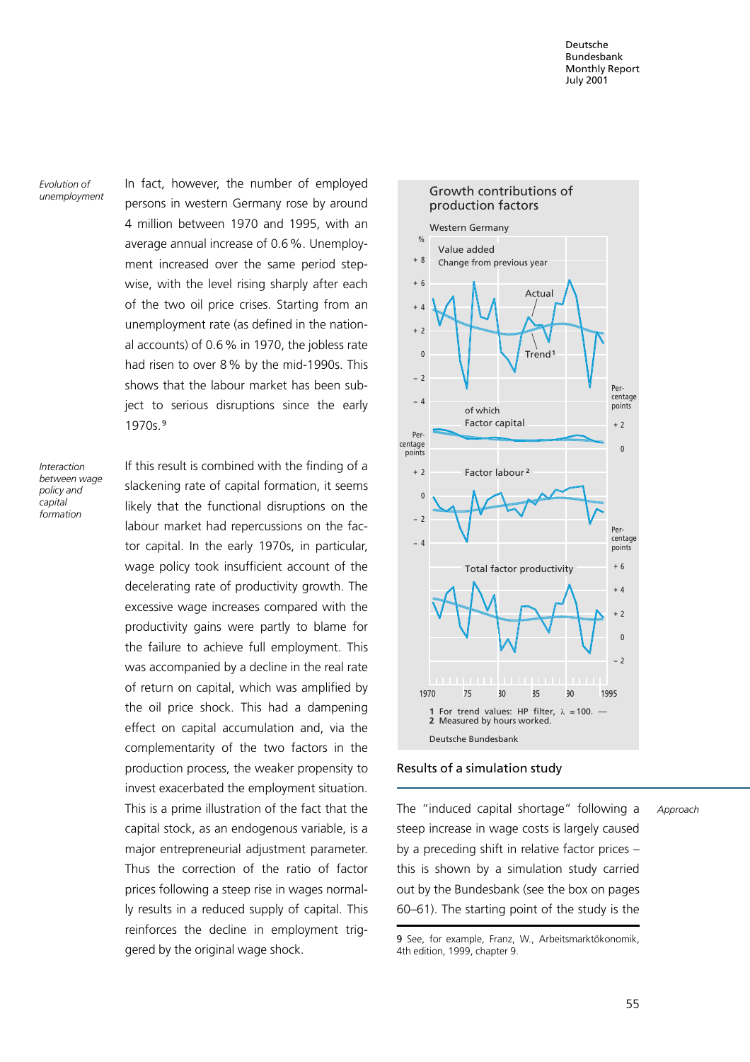*Evolution of unemployment*

In fact, however, the number of employed persons in western Germany rose by around 4 million between 1970 and 1995, with an average annual increase of 0.6 %. Unemployment increased over the same period stepwise, with the level rising sharply after each of the two oil price crises. Starting from an unemployment rate (as defined in the national accounts) of 0.6 % in 1970, the jobless rate had risen to over 8 % by the mid-1990s. This shows that the labour market has been subject to serious disruptions since the early 1970s.[9]

*Interaction between wage policy and capital formation*

If this result is combined with the finding of a slackening rate of capital formation, it seems likely that the functional disruptions on the labour market had repercussions on the factor capital. In the early 1970s, in particular, wage policy took insufficient account of the decelerating rate of productivity growth. The excessive wage increases compared with the productivity gains were partly to blame for the failure to achieve full employment. This was accompanied by a decline in the real rate of return on capital, which was amplified by the oil price shock. This had a dampening effect on capital accumulation and, via the complementarity of the two factors in the production process, the weaker propensity to invest exacerbated the employment situation. This is a prime illustration of the fact that the capital stock, as an endogenous variable, is a major entrepreneurial adjustment parameter. Thus the correction of the ratio of factor prices following a steep rise in wages normally results in a reduced supply of capital. This reinforces the decline in employment triggered by the original wage shock.

**Growth contributions of production factors**

Western Germany

Value added — Change from previous year (%); Actual; Trend[1]

of which: Factor capital (Percentage points); Factor labour[2] (Percentage points); Total factor productivity (Percentage points)

1970–1995

1 For trend values: HP filter, λ = 100. — 2 Measured by hours worked.

Deutsche Bundesbank

## Results of a simulation study

*Approach*

The "induced capital shortage" following a steep increase in wage costs is largely caused by a preceding shift in relative factor prices – this is shown by a simulation study carried out by the Bundesbank (see the box on pages 60–61). The starting point of the study is the

9 See, for example, Franz, W., Arbeitsmarktökonomik, 4th edition, 1999, chapter 9.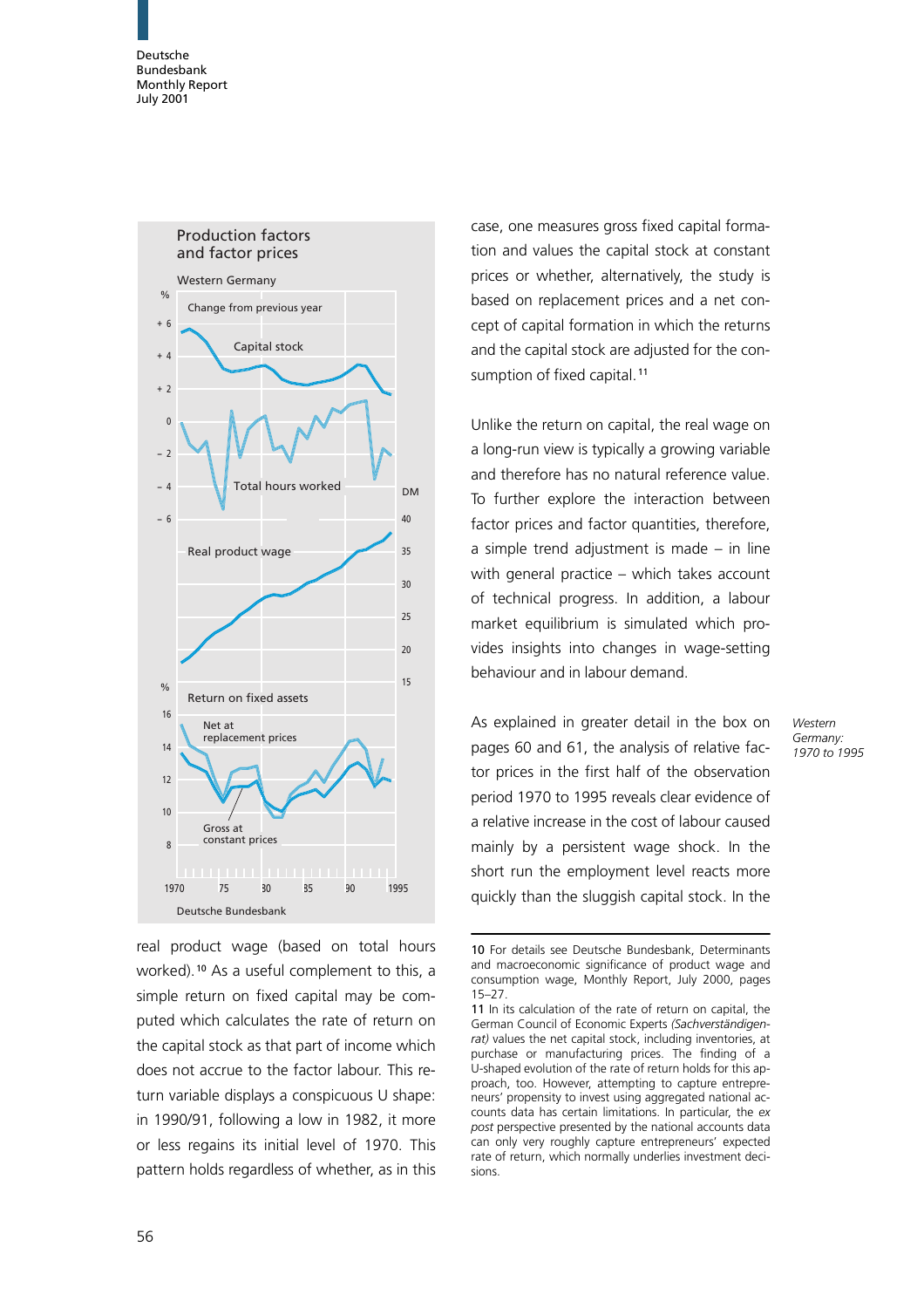Production factors and factor prices

Western Germany

real product wage (based on total hours worked).[10] As a useful complement to this, a simple return on fixed capital may be computed which calculates the rate of return on the capital stock as that part of income which does not accrue to the factor labour. This return variable displays a conspicuous U shape: in 1990/91, following a low in 1982, it more or less regains its initial level of 1970. This pattern holds regardless of whether, as in this case, one measures gross fixed capital formation and values the capital stock at constant prices or whether, alternatively, the study is based on replacement prices and a net concept of capital formation in which the returns and the capital stock are adjusted for the consumption of fixed capital.[11]

Unlike the return on capital, the real wage on a long-run view is typically a growing variable and therefore has no natural reference value. To further explore the interaction between factor prices and factor quantities, therefore, a simple trend adjustment is made – in line with general practice – which takes account of technical progress. In addition, a labour market equilibrium is simulated which provides insights into changes in wage-setting behaviour and in labour demand.

*Western Germany: 1970 to 1995*

As explained in greater detail in the box on pages 60 and 61, the analysis of relative factor prices in the first half of the observation period 1970 to 1995 reveals clear evidence of a relative increase in the cost of labour caused mainly by a persistent wage shock. In the short run the employment level reacts more quickly than the sluggish capital stock. In the

10 For details see Deutsche Bundesbank, Determinants and macroeconomic significance of product wage and consumption wage, Monthly Report, July 2000, pages 15–27.

11 In its calculation of the rate of return on capital, the German Council of Economic Experts *(Sachverständigenrat)* values the net capital stock, including inventories, at purchase or manufacturing prices. The finding of a U-shaped evolution of the rate of return holds for this approach, too. However, attempting to capture entrepreneurs' propensity to invest using aggregated national accounts data has certain limitations. In particular, the *ex post* perspective presented by the national accounts data can only very roughly capture entrepreneurs' expected rate of return, which normally underlies investment decisions.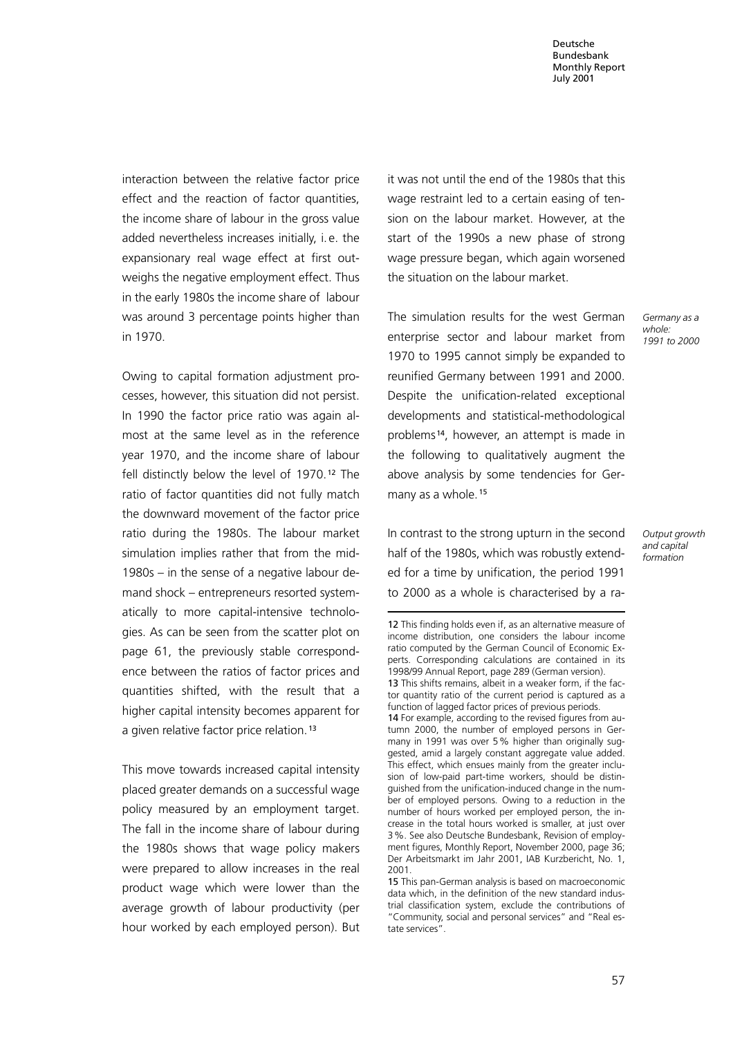interaction between the relative factor price effect and the reaction of factor quantities, the income share of labour in the gross value added nevertheless increases initially, i.e. the expansionary real wage effect at first outweighs the negative employment effect. Thus in the early 1980s the income share of labour was around 3 percentage points higher than in 1970.

Owing to capital formation adjustment processes, however, this situation did not persist. In 1990 the factor price ratio was again almost at the same level as in the reference year 1970, and the income share of labour fell distinctly below the level of 1970.[12] The ratio of factor quantities did not fully match the downward movement of the factor price ratio during the 1980s. The labour market simulation implies rather that from the mid-1980s – in the sense of a negative labour demand shock – entrepreneurs resorted systematically to more capital-intensive technologies. As can be seen from the scatter plot on page 61, the previously stable correspondence between the ratios of factor prices and quantities shifted, with the result that a higher capital intensity becomes apparent for a given relative factor price relation.[13]

This move towards increased capital intensity placed greater demands on a successful wage policy measured by an employment target. The fall in the income share of labour during the 1980s shows that wage policy makers were prepared to allow increases in the real product wage which were lower than the average growth of labour productivity (per hour worked by each employed person). But it was not until the end of the 1980s that this wage restraint led to a certain easing of tension on the labour market. However, at the start of the 1990s a new phase of strong wage pressure began, which again worsened the situation on the labour market.

*Germany as a whole: 1991 to 2000*

The simulation results for the west German enterprise sector and labour market from 1970 to 1995 cannot simply be expanded to reunified Germany between 1991 and 2000. Despite the unification-related exceptional developments and statistical-methodological problems[14], however, an attempt is made in the following to qualitatively augment the above analysis by some tendencies for Germany as a whole.[15]

*Output growth and capital formation*

In contrast to the strong upturn in the second half of the 1980s, which was robustly extended for a time by unification, the period 1991 to 2000 as a whole is characterised by a ra-

---

12 This finding holds even if, as an alternative measure of income distribution, one considers the labour income ratio computed by the German Council of Economic Experts. Corresponding calculations are contained in its 1998/99 Annual Report, page 289 (German version).

13 This shifts remains, albeit in a weaker form, if the factor quantity ratio of the current period is captured as a function of lagged factor prices of previous periods.

14 For example, according to the revised figures from autumn 2000, the number of employed persons in Germany in 1991 was over 5 % higher than originally suggested, amid a largely constant aggregate value added. This effect, which ensues mainly from the greater inclusion of low-paid part-time workers, should be distinguished from the unification-induced change in the number of employed persons. Owing to a reduction in the number of hours worked per employed person, the increase in the total hours worked is smaller, at just over 3 %. See also Deutsche Bundesbank, Revision of employment figures, Monthly Report, November 2000, page 36; Der Arbeitsmarkt im Jahr 2001, IAB Kurzbericht, No. 1, 2001.

15 This pan-German analysis is based on macroeconomic data which, in the definition of the new standard industrial classification system, exclude the contributions of "Community, social and personal services" and "Real estate services".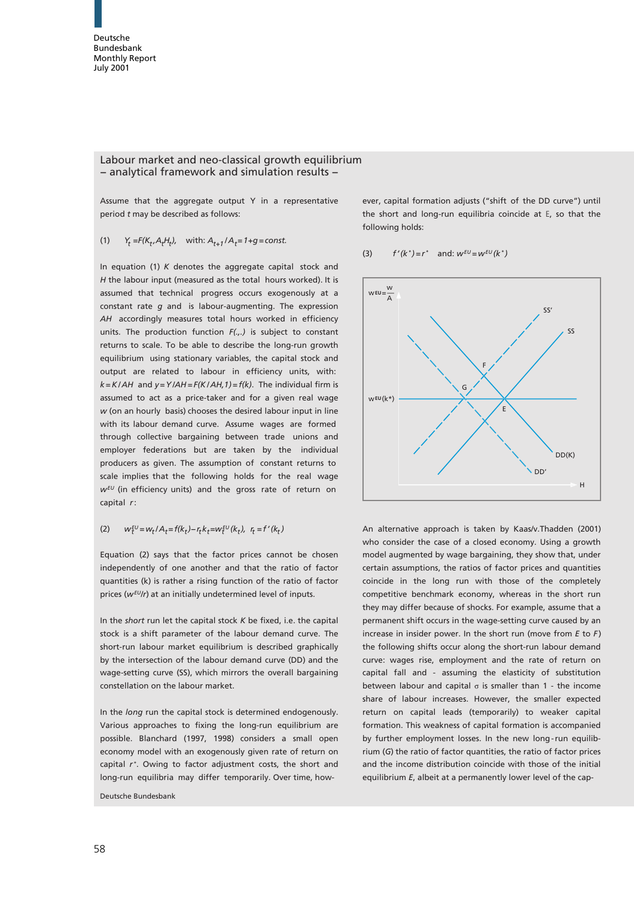## Labour market and neo-classical growth equilibrium – analytical framework and simulation results –

Assume that the aggregate output $Y$ in a representative period $t$ may be described as follows:

$$(1) \quad Y_t = F(K_t, A_t H_t), \quad \text{with: } A_{t+1}/A_t = 1+g = const.$$

In equation (1) $K$ denotes the aggregate capital stock and $H$ the labour input (measured as the total hours worked). It is assumed that technical progress occurs exogenously at a constant rate $g$ and is labour-augmenting. The expression $AH$ accordingly measures total hours worked in efficiency units. The production function $F(.,.)$ is subject to constant returns to scale. To be able to describe the long-run growth equilibrium using stationary variables, the capital stock and output are related to labour in efficiency units, with: $k = K/AH$ and $y = Y/AH = F(K/AH, 1) = f(k)$. The individual firm is assumed to act as a price-taker and for a given real wage $w$ (on an hourly basis) chooses the desired labour input in line with its labour demand curve. Assume wages are formed through collective bargaining between trade unions and employer federations but are taken by the individual producers as given. The assumption of constant returns to scale implies that the following holds for the real wage $w^{EU}$ (in efficiency units) and the gross rate of return on capital $r$:

$$(2) \quad w_t^{EU} = w_t/A_t = f(k_t) - r_t k_t = w_t^{EU}(k_t), \quad r_t = f'(k_t)$$

Equation (2) says that the factor prices cannot be chosen independently of one another and that the ratio of factor quantities (k) is rather a rising function of the ratio of factor prices ($w^{EU}/r$) at an initially undetermined level of inputs.

In the *short* run let the capital stock $K$ be fixed, i.e. the capital stock is a shift parameter of the labour demand curve. The short-run labour market equilibrium is described graphically by the intersection of the labour demand curve (DD) and the wage-setting curve (SS), which mirrors the overall bargaining constellation on the labour market.

In the *long* run the capital stock is determined endogenously. Various approaches to fixing the long-run equilibrium are possible. Blanchard (1997, 1998) considers a small open economy model with an exogenously given rate of return on capital $r^*$. Owing to factor adjustment costs, the short and long-run equilibria may differ temporarily. Over time, however, capital formation adjusts ("shift of the DD curve") until the short and long-run equilibria coincide at E, so that the following holds:

$$(3) \quad f'(k^*) = r^* \quad \text{and: } w^{EU} = w^{EU}(k^*)$$

An alternative approach is taken by Kaas/v.Thadden (2001) who consider the case of a closed economy. Using a growth model augmented by wage bargaining, they show that, under certain assumptions, the ratios of factor prices and quantities coincide in the long run with those of the completely competitive benchmark economy, whereas in the short run they may differ because of shocks. For example, assume that a permanent shift occurs in the wage-setting curve caused by an increase in insider power. In the short run (move from $E$ to $F$) the following shifts occur along the short-run labour demand curve: wages rise, employment and the rate of return on capital fall and - assuming the elasticity of substitution between labour and capital $\sigma$ is smaller than 1 - the income share of labour increases. However, the smaller expected return on capital leads (temporarily) to weaker capital formation. This weakness of capital formation is accompanied by further employment losses. In the new long-run equilibrium ($G$) the ratio of factor quantities, the ratio of factor prices and the income distribution coincide with those of the initial equilibrium $E$, albeit at a permanently lower level of the cap-

Deutsche Bundesbank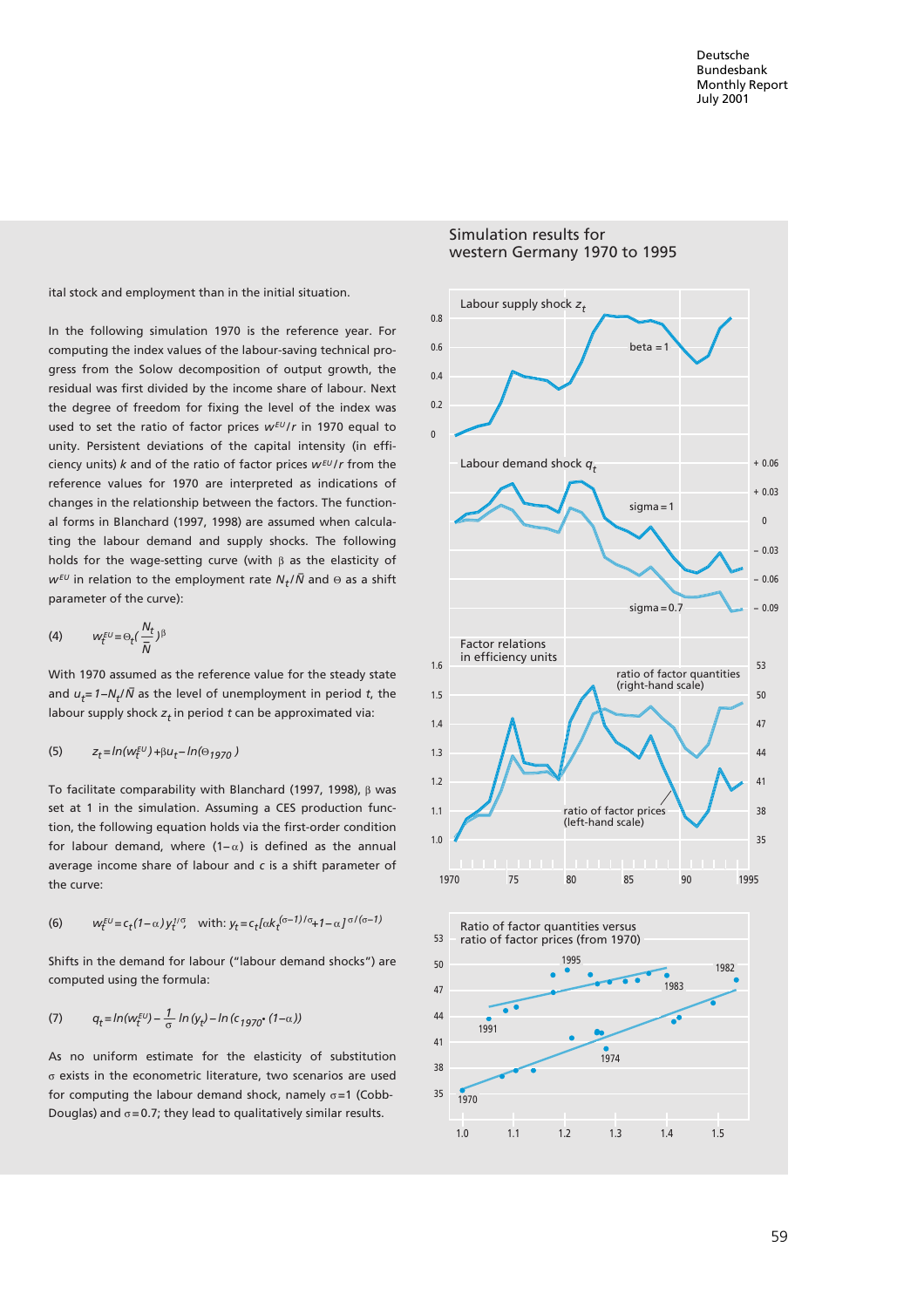ital stock and employment than in the initial situation.

In the following simulation 1970 is the reference year. For computing the index values of the labour-saving technical progress from the Solow decomposition of output growth, the residual was first divided by the income share of labour. Next the degree of freedom for fixing the level of the index was used to set the ratio of factor prices $w^{EU}/r$ in 1970 equal to unity. Persistent deviations of the capital intensity (in efficiency units) $k$ and of the ratio of factor prices $w^{EU}/r$ from the reference values for 1970 are interpreted as indications of changes in the relationship between the factors. The functional forms in Blanchard (1997, 1998) are assumed when calculating the labour demand and supply shocks. The following holds for the wage-setting curve (with $\beta$ as the elasticity of $w^{EU}$ in relation to the employment rate $N_t/\bar{N}$ and $\Theta$ as a shift parameter of the curve):

$$(4) \qquad w_t^{EU} = \Theta_t \left(\frac{N_t}{\bar{N}}\right)^{\beta}$$

With 1970 assumed as the reference value for the steady state and $u_t = 1 - N_t/\bar{N}$ as the level of unemployment in period $t$, the labour supply shock $z_t$ in period $t$ can be approximated via:

$$(5) \qquad z_t = \ln(w_t^{EU}) + \beta u_t - \ln(\Theta_{1970})$$

To facilitate comparability with Blanchard (1997, 1998), $\beta$ was set at 1 in the simulation. Assuming a CES production function, the following equation holds via the first-order condition for labour demand, where $(1-\alpha)$ is defined as the annual average income share of labour and $c$ is a shift parameter of the curve:

$$(6) \qquad w_t^{EU} = c_t(1-\alpha)\, y_t^{1/\sigma}, \quad \text{with: } y_t = c_t\left[\alpha k_t^{(\sigma-1)/\sigma} + 1 - \alpha\right]^{\sigma/(\sigma-1)}$$

Shifts in the demand for labour ("labour demand shocks") are computed using the formula:

$$(7) \qquad q_t = \ln(w_t^{EU}) - \frac{1}{\sigma}\ln(y_t) - \ln(c_{1970} \cdot (1-\alpha))$$

As no uniform estimate for the elasticity of substitution $\sigma$ exists in the econometric literature, two scenarios are used for computing the labour demand shock, namely $\sigma = 1$ (Cobb-Douglas) and $\sigma = 0.7$; they lead to qualitatively similar results.

Simulation results for western Germany 1970 to 1995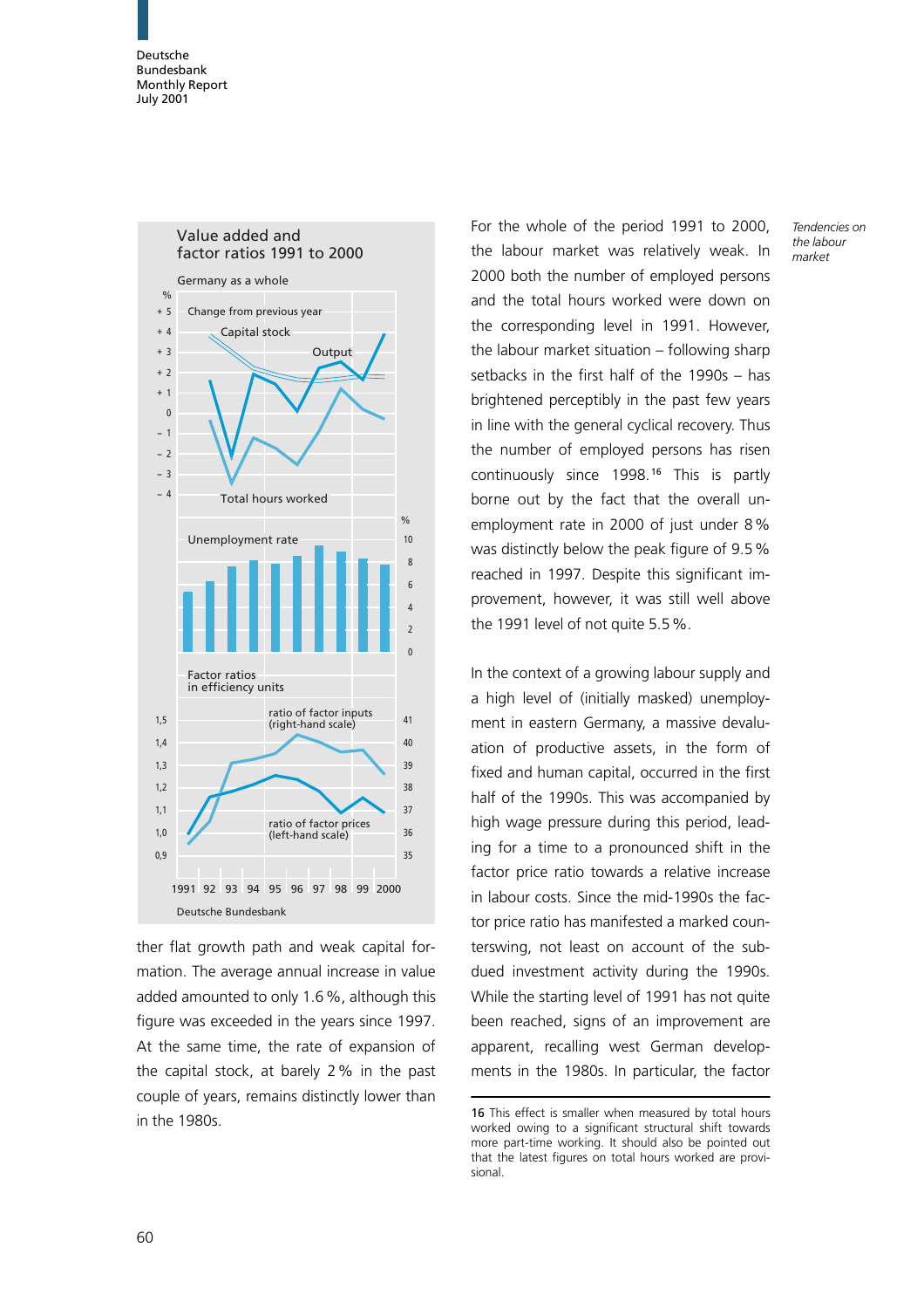**Value added and factor ratios 1991 to 2000**

Germany as a whole

ther flat growth path and weak capital formation. The average annual increase in value added amounted to only 1.6 %, although this figure was exceeded in the years since 1997. At the same time, the rate of expansion of the capital stock, at barely 2 % in the past couple of years, remains distinctly lower than in the 1980s.

*Tendencies on the labour market*

For the whole of the period 1991 to 2000, the labour market was relatively weak. In 2000 both the number of employed persons and the total hours worked were down on the corresponding level in 1991. However, the labour market situation – following sharp setbacks in the first half of the 1990s – has brightened perceptibly in the past few years in line with the general cyclical recovery. Thus the number of employed persons has risen continuously since 1998.[16] This is partly borne out by the fact that the overall unemployment rate in 2000 of just under 8 % was distinctly below the peak figure of 9.5 % reached in 1997. Despite this significant improvement, however, it was still well above the 1991 level of not quite 5.5 %.

In the context of a growing labour supply and a high level of (initially masked) unemployment in eastern Germany, a massive devaluation of productive assets, in the form of fixed and human capital, occurred in the first half of the 1990s. This was accompanied by high wage pressure during this period, leading for a time to a pronounced shift in the factor price ratio towards a relative increase in labour costs. Since the mid-1990s the factor price ratio has manifested a marked counterswing, not least on account of the subdued investment activity during the 1990s. While the starting level of 1991 has not quite been reached, signs of an improvement are apparent, recalling west German developments in the 1980s. In particular, the factor

16 This effect is smaller when measured by total hours worked owing to a significant structural shift towards more part-time working. It should also be pointed out that the latest figures on total hours worked are provisional.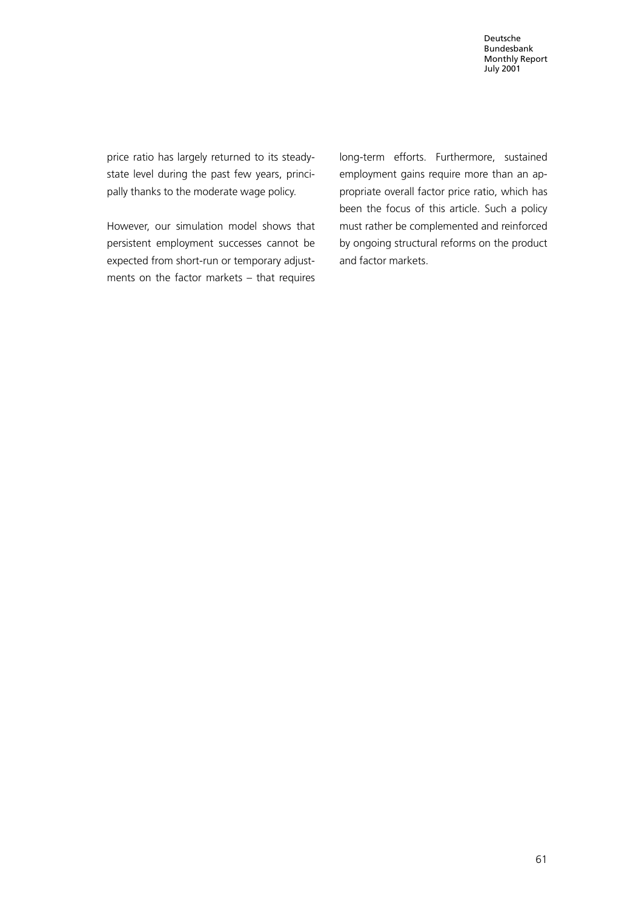price ratio has largely returned to its steady-state level during the past few years, principally thanks to the moderate wage policy.

However, our simulation model shows that persistent employment successes cannot be expected from short-run or temporary adjustments on the factor markets – that requires long-term efforts. Furthermore, sustained employment gains require more than an appropriate overall factor price ratio, which has been the focus of this article. Such a policy must rather be complemented and reinforced by ongoing structural reforms on the product and factor markets.